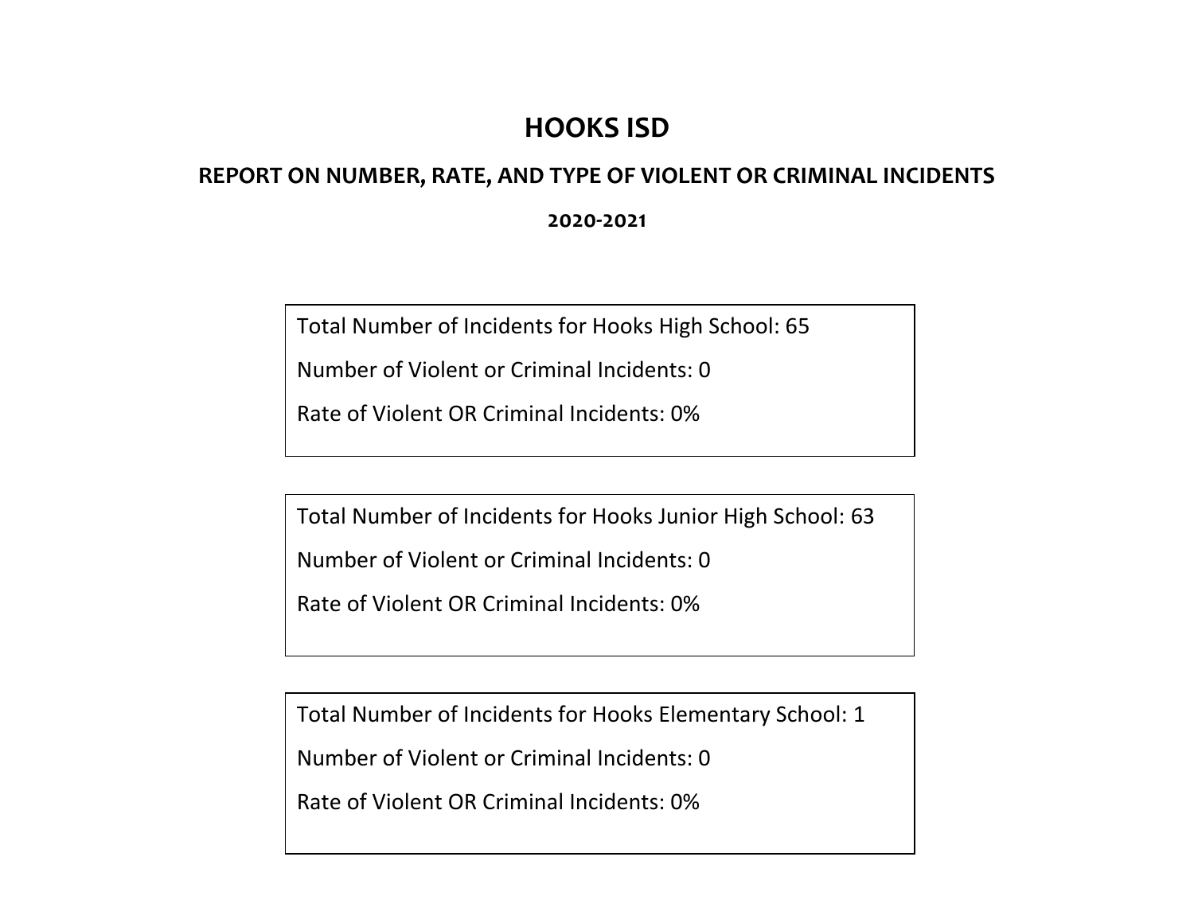# HOOKS ISD

## REPORT ON NUMBER, RATE, AND TYPE OF VIOLENT OR CRIMINAL INCIDENTS

### 2020-2021

Total Number of Incidents for Hooks High School: 65

Number of Violent or Criminal Incidents: 0

Rate of Violent OR Criminal Incidents: 0%

Total Number of Incidents for Hooks Junior High School: 63

Number of Violent or Criminal Incidents: 0

Rate of Violent OR Criminal Incidents: 0%

Total Number of Incidents for Hooks Elementary School: 1

Number of Violent or Criminal Incidents: 0

Rate of Violent OR Criminal Incidents: 0%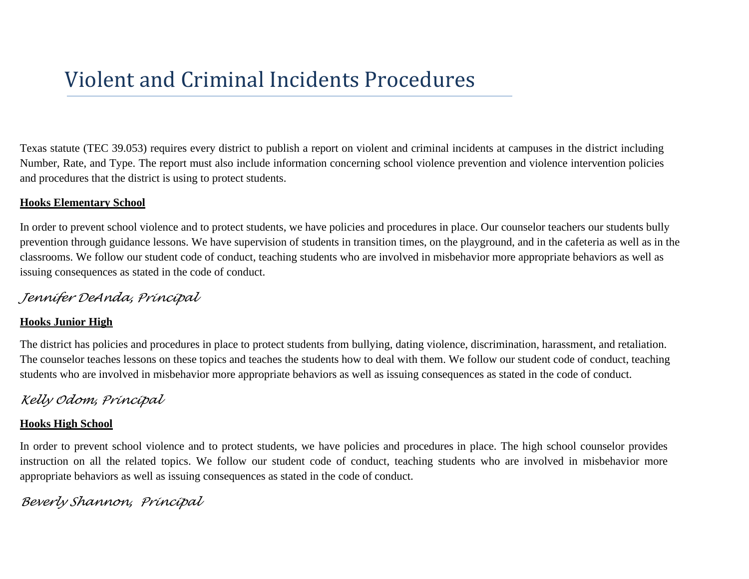# Violent and Criminal Incidents Procedures

Texas statute (TEC 39.053) requires every district to publish a report on violent and criminal incidents at campuses in the district including Number, Rate, and Type. The report must also include information concerning school violence prevention and violence intervention policies and procedures that the district is using to protect students.

**Hooks Elementary School**

In order to prevent school violence and to protect students, we have policies and procedures in place. Our counselor teachers our students bully prevention through guidance lessons. We have supervision of students in transition times, on the playground, and in the cafeteria as well as in the classrooms. We follow our student code of conduct, teaching students who are involved in misbehavior more appropriate behaviors as well as issuing consequences as stated in the code of conduct.

*Jennifer DeAnda, Principal*

**Hooks Junior High**

The district has policies and procedures in place to protect students from bullying, dating violence, discrimination, harassment, and retaliation. The counselor teaches lessons on these topics and teaches the students how to deal with them. We follow our student code of conduct, teaching students who are involved in misbehavior more appropriate behaviors as well as issuing consequences as stated in the code of conduct.

*Kelly Odom, Principal*

**Hooks High School**

In order to prevent school violence and to protect students, we have policies and procedures in place. The high school counselor provides instruction on all the related topics. We follow our student code of conduct, teaching students who are involved in misbehavior more appropriate behaviors as well as issuing consequences as stated in the code of conduct.

*Beverly Shannon, Principal*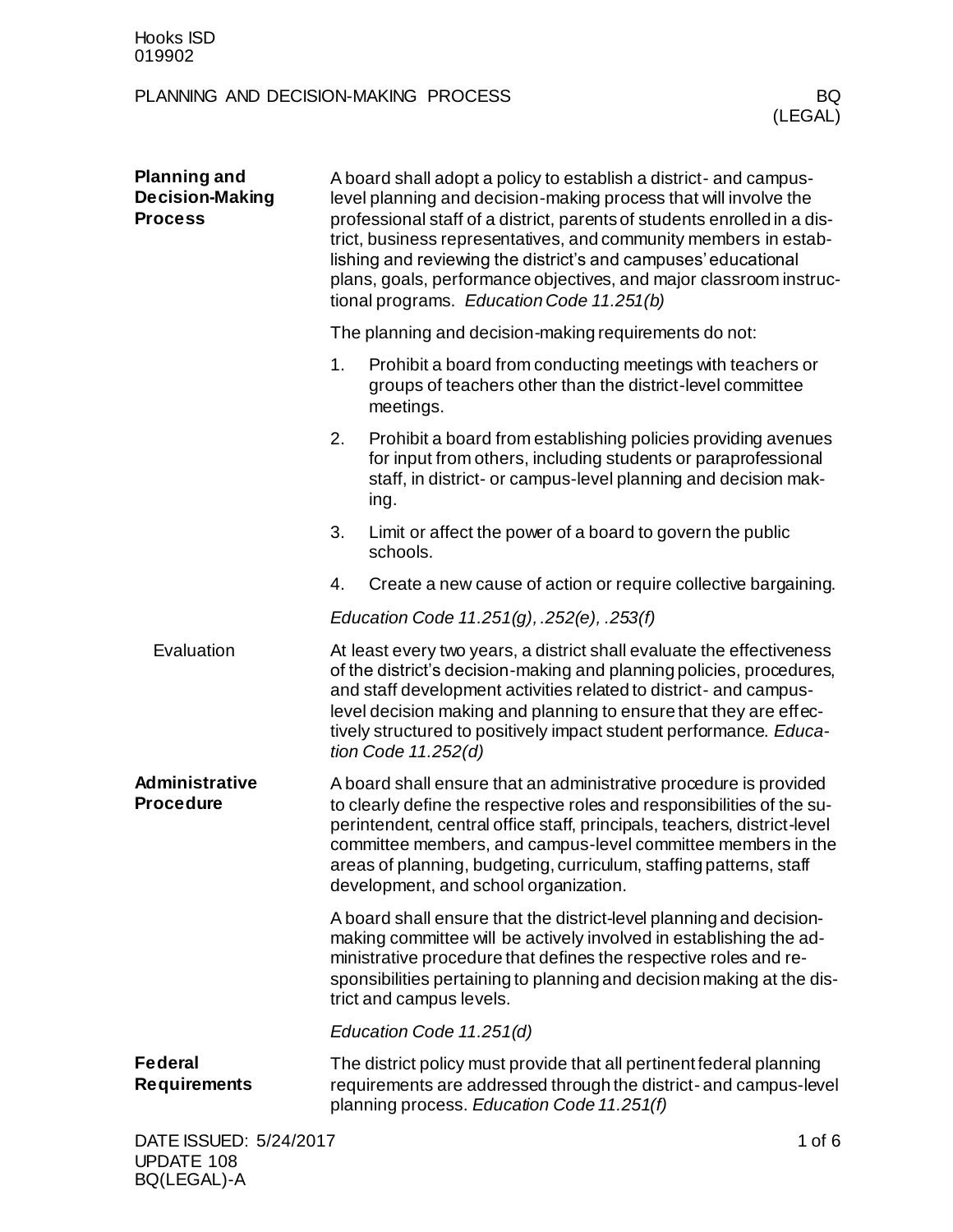# PLANNING AND DECISION-MAKING PROCESS

## Planning and Decision-Making Process

A board shall adopt a policy to establish a district- and campus-level planning and decision-making process that will involve the professional staff of a district, parents of students enrolled in a district, business representatives, and community members in establishing and reviewing the district's and campuses' educational plans, goals, performance objectives, and major classroom instructional programs. *Education Code 11.251(b)*

The planning and decision-making requirements do not:

1. Prohibit a board from conducting meetings with teachers or groups of teachers other than the district-level committee meetings.
2. Prohibit a board from establishing policies providing avenues for input from others, including students or paraprofessional staff, in district- or campus-level planning and decision making.
3. Limit or affect the power of a board to govern the public schools.
4. Create a new cause of action or require collective bargaining.

*Education Code 11.251(g), .252(e), .253(f)*

### Evaluation

At least every two years, a district shall evaluate the effectiveness of the district's decision-making and planning policies, procedures, and staff development activities related to district- and campus-level decision making and planning to ensure that they are effectively structured to positively impact student performance. *Education Code 11.252(d)*

## Administrative Procedure

A board shall ensure that an administrative procedure is provided to clearly define the respective roles and responsibilities of the superintendent, central office staff, principals, teachers, district-level committee members, and campus-level committee members in the areas of planning, budgeting, curriculum, staffing patterns, staff development, and school organization.

A board shall ensure that the district-level planning and decision-making committee will be actively involved in establishing the administrative procedure that defines the respective roles and responsibilities pertaining to planning and decision making at the district and campus levels.

*Education Code 11.251(d)*

## Federal Requirements

The district policy must provide that all pertinent federal planning requirements are addressed through the district- and campus-level planning process. *Education Code 11.251(f)*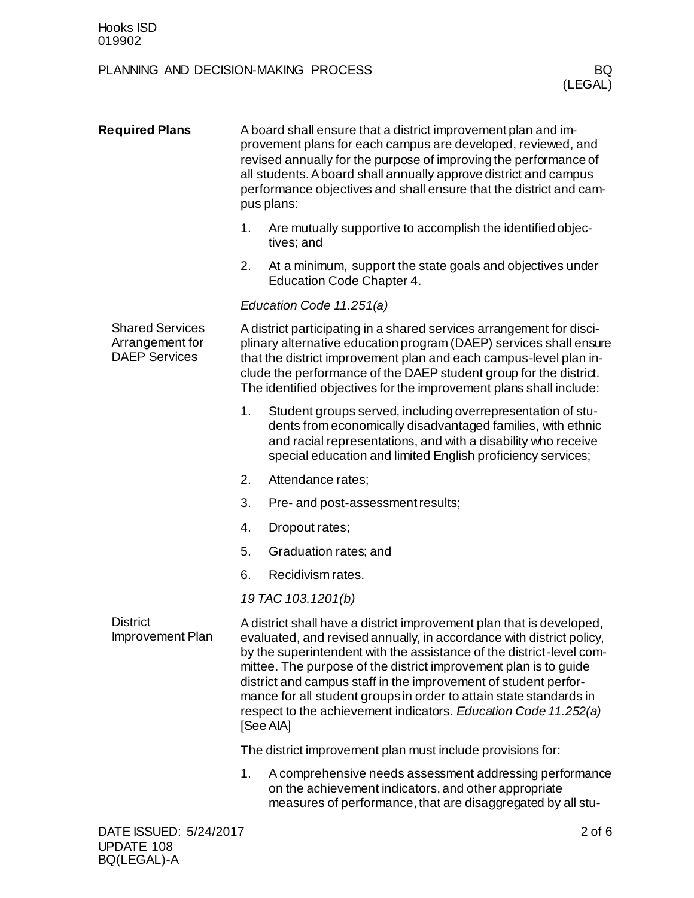## Required Plans

A board shall ensure that a district improvement plan and improvement plans for each campus are developed, reviewed, and revised annually for the purpose of improving the performance of all students. A board shall annually approve district and campus performance objectives and shall ensure that the district and campus plans:

1. Are mutually supportive to accomplish the identified objectives; and
2. At a minimum, support the state goals and objectives under Education Code Chapter 4.

*Education Code 11.251(a)*

### Shared Services Arrangement for DAEP Services

A district participating in a shared services arrangement for disciplinary alternative education program (DAEP) services shall ensure that the district improvement plan and each campus-level plan include the performance of the DAEP student group for the district. The identified objectives for the improvement plans shall include:

1. Student groups served, including overrepresentation of students from economically disadvantaged families, with ethnic and racial representations, and with a disability who receive special education and limited English proficiency services;
2. Attendance rates;
3. Pre- and post-assessment results;
4. Dropout rates;
5. Graduation rates; and
6. Recidivism rates.

*19 TAC 103.1201(b)*

### District Improvement Plan

A district shall have a district improvement plan that is developed, evaluated, and revised annually, in accordance with district policy, by the superintendent with the assistance of the district-level committee. The purpose of the district improvement plan is to guide district and campus staff in the improvement of student performance for all student groups in order to attain state standards in respect to the achievement indicators. *Education Code 11.252(a)* [See AIA]

The district improvement plan must include provisions for:

1. A comprehensive needs assessment addressing performance on the achievement indicators, and other appropriate measures of performance, that are disaggregated by all stu-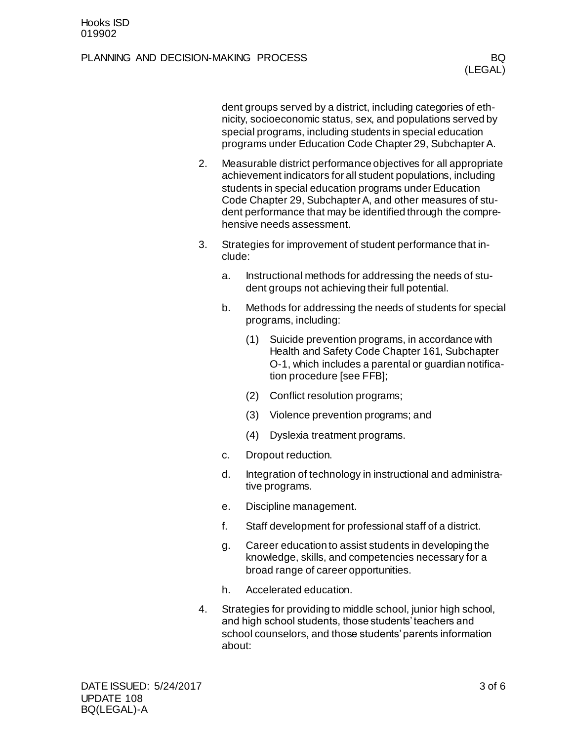dent groups served by a district, including categories of ethnicity, socioeconomic status, sex, and populations served by special programs, including students in special education programs under Education Code Chapter 29, Subchapter A.

2. Measurable district performance objectives for all appropriate achievement indicators for all student populations, including students in special education programs under Education Code Chapter 29, Subchapter A, and other measures of student performance that may be identified through the comprehensive needs assessment.

3. Strategies for improvement of student performance that include:

   a. Instructional methods for addressing the needs of student groups not achieving their full potential.

   b. Methods for addressing the needs of students for special programs, including:

      (1) Suicide prevention programs, in accordance with Health and Safety Code Chapter 161, Subchapter O-1, which includes a parental or guardian notification procedure [see FFB];

      (2) Conflict resolution programs;

      (3) Violence prevention programs; and

      (4) Dyslexia treatment programs.

   c. Dropout reduction.

   d. Integration of technology in instructional and administrative programs.

   e. Discipline management.

   f. Staff development for professional staff of a district.

   g. Career education to assist students in developing the knowledge, skills, and competencies necessary for a broad range of career opportunities.

   h. Accelerated education.

4. Strategies for providing to middle school, junior high school, and high school students, those students' teachers and school counselors, and those students' parents information about: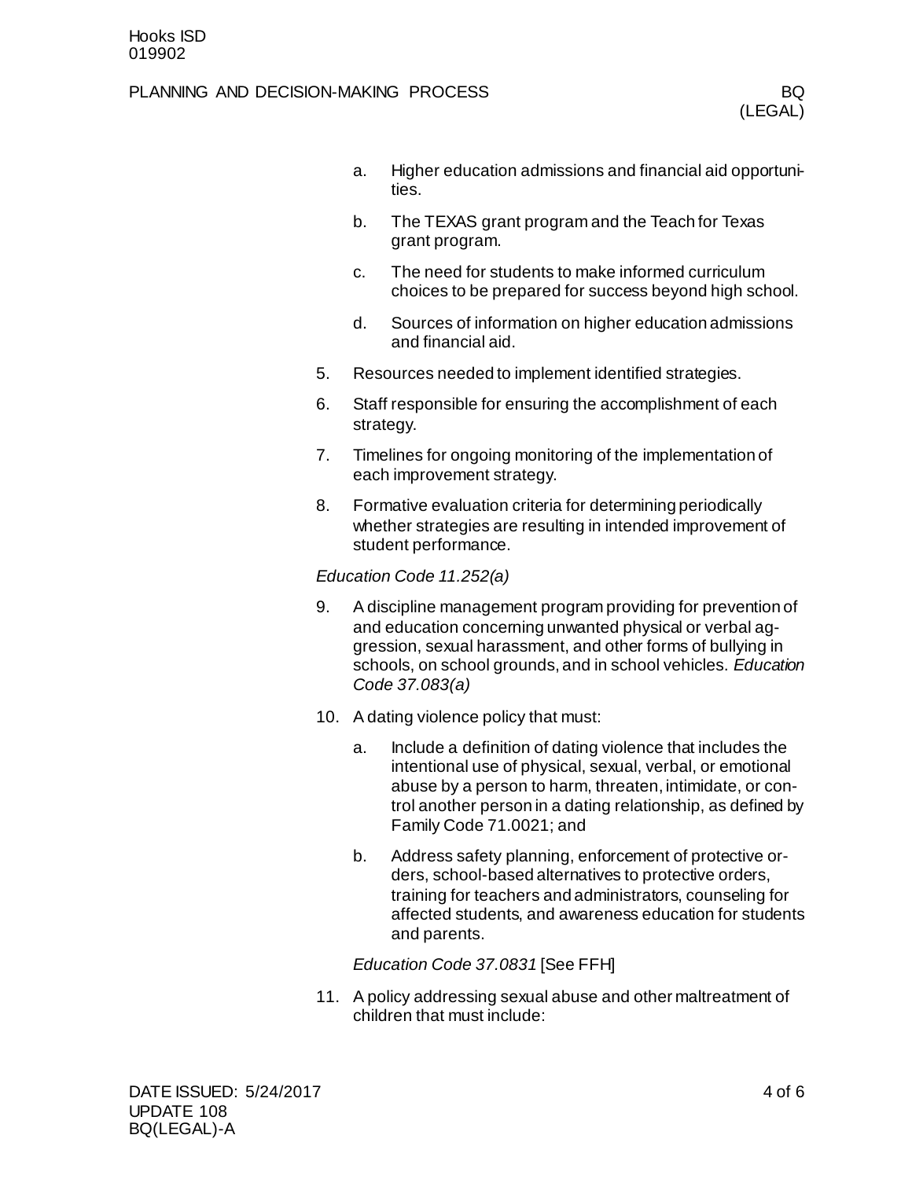a. Higher education admissions and financial aid opportunities.

   b. The TEXAS grant program and the Teach for Texas grant program.

   c. The need for students to make informed curriculum choices to be prepared for success beyond high school.

   d. Sources of information on higher education admissions and financial aid.

5. Resources needed to implement identified strategies.

6. Staff responsible for ensuring the accomplishment of each strategy.

7. Timelines for ongoing monitoring of the implementation of each improvement strategy.

8. Formative evaluation criteria for determining periodically whether strategies are resulting in intended improvement of student performance.

*Education Code 11.252(a)*

9. A discipline management program providing for prevention of and education concerning unwanted physical or verbal aggression, sexual harassment, and other forms of bullying in schools, on school grounds, and in school vehicles. *Education Code 37.083(a)*

10. A dating violence policy that must:

    a. Include a definition of dating violence that includes the intentional use of physical, sexual, verbal, or emotional abuse by a person to harm, threaten, intimidate, or control another person in a dating relationship, as defined by Family Code 71.0021; and

    b. Address safety planning, enforcement of protective orders, school-based alternatives to protective orders, training for teachers and administrators, counseling for affected students, and awareness education for students and parents.

    *Education Code 37.0831* [See FFH]

11. A policy addressing sexual abuse and other maltreatment of children that must include: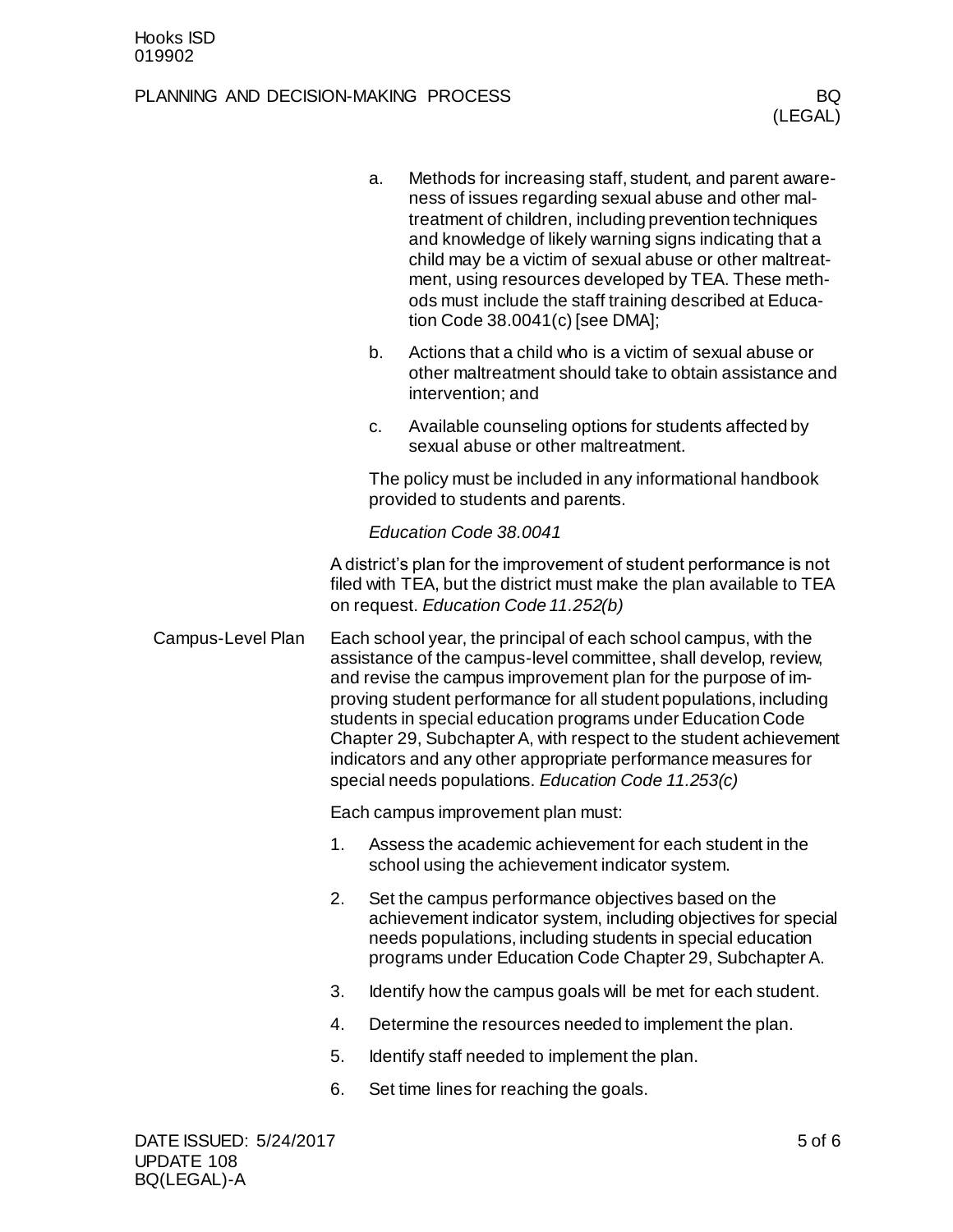a. Methods for increasing staff, student, and parent awareness of issues regarding sexual abuse and other maltreatment of children, including prevention techniques and knowledge of likely warning signs indicating that a child may be a victim of sexual abuse or other maltreatment, using resources developed by TEA. These methods must include the staff training described at Education Code 38.0041(c) [see DMA];

b. Actions that a child who is a victim of sexual abuse or other maltreatment should take to obtain assistance and intervention; and

c. Available counseling options for students affected by sexual abuse or other maltreatment.

The policy must be included in any informational handbook provided to students and parents.

*Education Code 38.0041*

A district's plan for the improvement of student performance is not filed with TEA, but the district must make the plan available to TEA on request. *Education Code 11.252(b)*

## Campus-Level Plan

Each school year, the principal of each school campus, with the assistance of the campus-level committee, shall develop, review, and revise the campus improvement plan for the purpose of improving student performance for all student populations, including students in special education programs under Education Code Chapter 29, Subchapter A, with respect to the student achievement indicators and any other appropriate performance measures for special needs populations. *Education Code 11.253(c)*

Each campus improvement plan must:

1. Assess the academic achievement for each student in the school using the achievement indicator system.
2. Set the campus performance objectives based on the achievement indicator system, including objectives for special needs populations, including students in special education programs under Education Code Chapter 29, Subchapter A.
3. Identify how the campus goals will be met for each student.
4. Determine the resources needed to implement the plan.
5. Identify staff needed to implement the plan.
6. Set time lines for reaching the goals.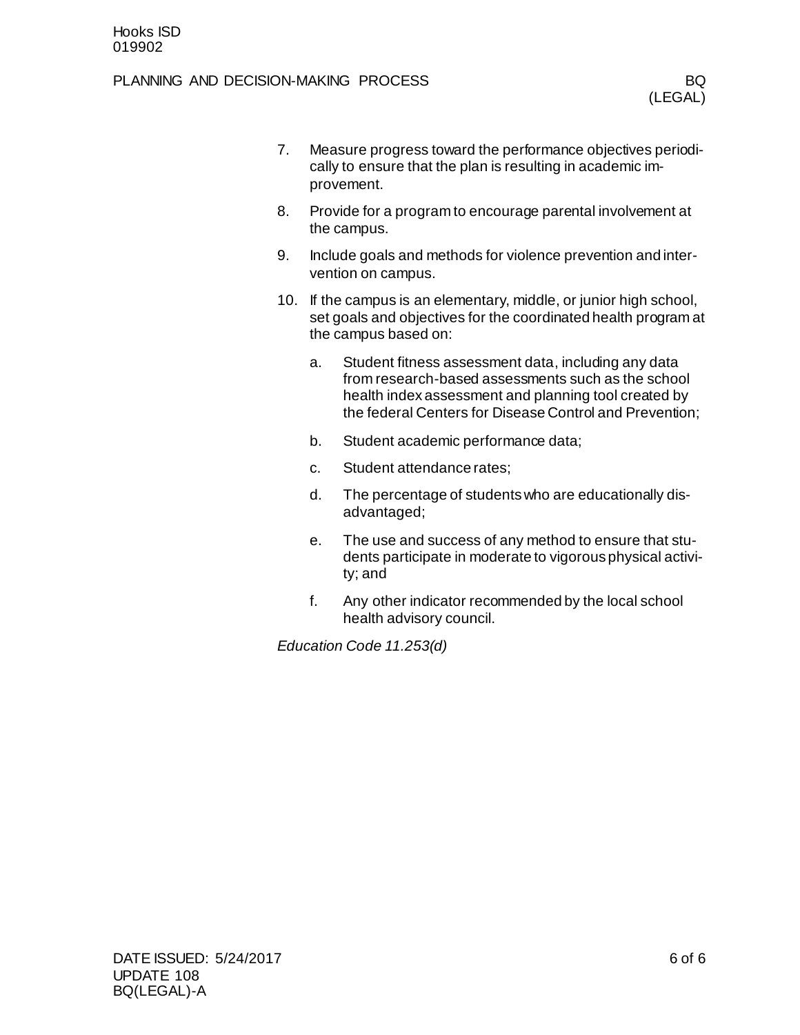7. Measure progress toward the performance objectives periodically to ensure that the plan is resulting in academic improvement.
8. Provide for a program to encourage parental involvement at the campus.
9. Include goals and methods for violence prevention and intervention on campus.
10. If the campus is an elementary, middle, or junior high school, set goals and objectives for the coordinated health program at the campus based on:
    a. Student fitness assessment data, including any data from research-based assessments such as the school health index assessment and planning tool created by the federal Centers for Disease Control and Prevention;
    b. Student academic performance data;
    c. Student attendance rates;
    d. The percentage of students who are educationally disadvantaged;
    e. The use and success of any method to ensure that students participate in moderate to vigorous physical activity; and
    f. Any other indicator recommended by the local school health advisory council.

*Education Code 11.253(d)*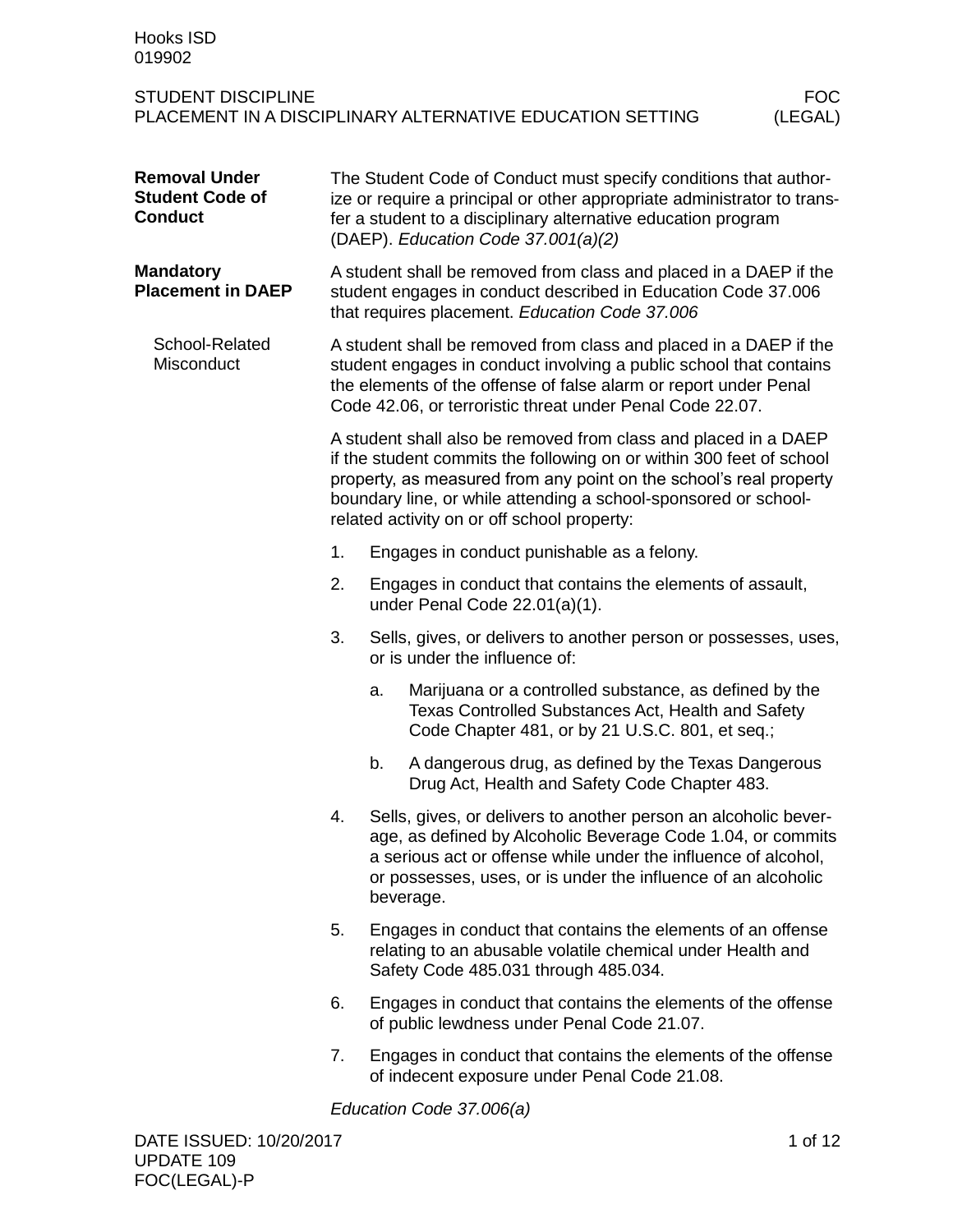## Removal Under Student Code of Conduct

The Student Code of Conduct must specify conditions that authorize or require a principal or other appropriate administrator to transfer a student to a disciplinary alternative education program (DAEP). *Education Code 37.001(a)(2)*

## Mandatory Placement in DAEP

A student shall be removed from class and placed in a DAEP if the student engages in conduct described in Education Code 37.006 that requires placement. *Education Code 37.006*

### School-Related Misconduct

A student shall be removed from class and placed in a DAEP if the student engages in conduct involving a public school that contains the elements of the offense of false alarm or report under Penal Code 42.06, or terroristic threat under Penal Code 22.07.

A student shall also be removed from class and placed in a DAEP if the student commits the following on or within 300 feet of school property, as measured from any point on the school's real property boundary line, or while attending a school-sponsored or school-related activity on or off school property:

1. Engages in conduct punishable as a felony.
2. Engages in conduct that contains the elements of assault, under Penal Code 22.01(a)(1).
3. Sells, gives, or delivers to another person or possesses, uses, or is under the influence of:
   a. Marijuana or a controlled substance, as defined by the Texas Controlled Substances Act, Health and Safety Code Chapter 481, or by 21 U.S.C. 801, et seq.;
   b. A dangerous drug, as defined by the Texas Dangerous Drug Act, Health and Safety Code Chapter 483.
4. Sells, gives, or delivers to another person an alcoholic beverage, as defined by Alcoholic Beverage Code 1.04, or commits a serious act or offense while under the influence of alcohol, or possesses, uses, or is under the influence of an alcoholic beverage.
5. Engages in conduct that contains the elements of an offense relating to an abusable volatile chemical under Health and Safety Code 485.031 through 485.034.
6. Engages in conduct that contains the elements of the offense of public lewdness under Penal Code 21.07.
7. Engages in conduct that contains the elements of the offense of indecent exposure under Penal Code 21.08.

*Education Code 37.006(a)*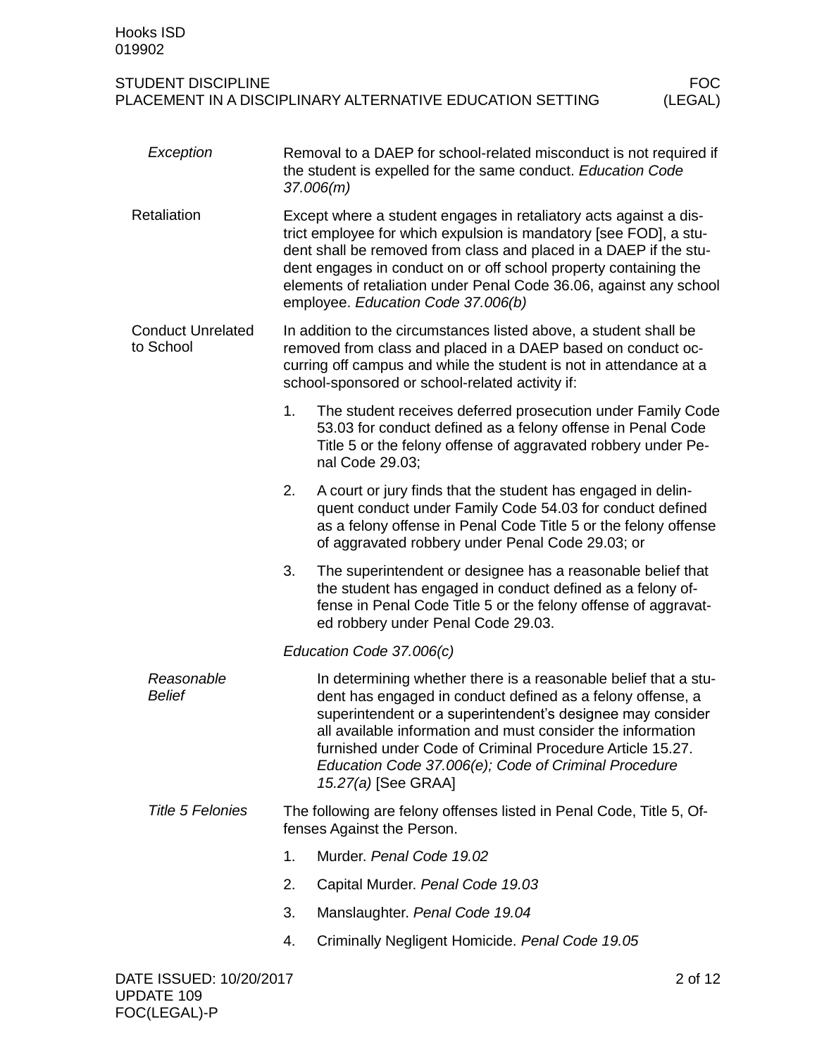#### *Exception*

Removal to a DAEP for school-related misconduct is not required if the student is expelled for the same conduct. *Education Code 37.006(m)*

### Retaliation

Except where a student engages in retaliatory acts against a district employee for which expulsion is mandatory [see FOD], a student shall be removed from class and placed in a DAEP if the student engages in conduct on or off school property containing the elements of retaliation under Penal Code 36.06, against any school employee. *Education Code 37.006(b)*

### Conduct Unrelated to School

In addition to the circumstances listed above, a student shall be removed from class and placed in a DAEP based on conduct occurring off campus and while the student is not in attendance at a school-sponsored or school-related activity if:

1. The student receives deferred prosecution under Family Code 53.03 for conduct defined as a felony offense in Penal Code Title 5 or the felony offense of aggravated robbery under Penal Code 29.03;
2. A court or jury finds that the student has engaged in delinquent conduct under Family Code 54.03 for conduct defined as a felony offense in Penal Code Title 5 or the felony offense of aggravated robbery under Penal Code 29.03; or
3. The superintendent or designee has a reasonable belief that the student has engaged in conduct defined as a felony offense in Penal Code Title 5 or the felony offense of aggravated robbery under Penal Code 29.03.

*Education Code 37.006(c)*

#### *Reasonable Belief*

In determining whether there is a reasonable belief that a student has engaged in conduct defined as a felony offense, a superintendent or a superintendent's designee may consider all available information and must consider the information furnished under Code of Criminal Procedure Article 15.27. *Education Code 37.006(e); Code of Criminal Procedure 15.27(a)* [See GRAA]

#### *Title 5 Felonies*

The following are felony offenses listed in Penal Code, Title 5, Offenses Against the Person.

1. Murder. *Penal Code 19.02*
2. Capital Murder. *Penal Code 19.03*
3. Manslaughter. *Penal Code 19.04*
4. Criminally Negligent Homicide. *Penal Code 19.05*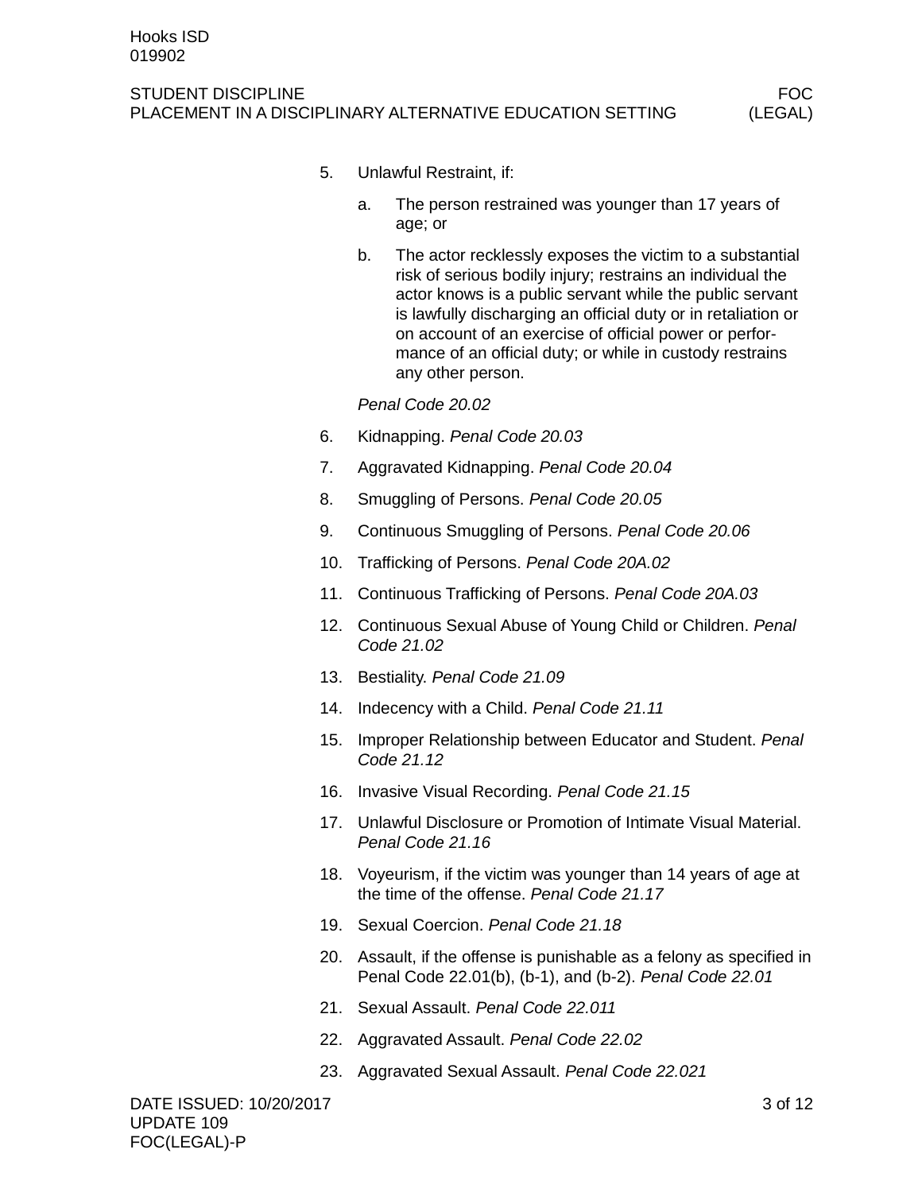5. Unlawful Restraint, if:

   a. The person restrained was younger than 17 years of age; or

   b. The actor recklessly exposes the victim to a substantial risk of serious bodily injury; restrains an individual the actor knows is a public servant while the public servant is lawfully discharging an official duty or in retaliation or on account of an exercise of official power or performance of an official duty; or while in custody restrains any other person.

   *Penal Code 20.02*

6. Kidnapping. *Penal Code 20.03*
7. Aggravated Kidnapping. *Penal Code 20.04*
8. Smuggling of Persons. *Penal Code 20.05*
9. Continuous Smuggling of Persons. *Penal Code 20.06*
10. Trafficking of Persons. *Penal Code 20A.02*
11. Continuous Trafficking of Persons. *Penal Code 20A.03*
12. Continuous Sexual Abuse of Young Child or Children. *Penal Code 21.02*
13. Bestiality. *Penal Code 21.09*
14. Indecency with a Child. *Penal Code 21.11*
15. Improper Relationship between Educator and Student. *Penal Code 21.12*
16. Invasive Visual Recording. *Penal Code 21.15*
17. Unlawful Disclosure or Promotion of Intimate Visual Material. *Penal Code 21.16*
18. Voyeurism, if the victim was younger than 14 years of age at the time of the offense. *Penal Code 21.17*
19. Sexual Coercion. *Penal Code 21.18*
20. Assault, if the offense is punishable as a felony as specified in Penal Code 22.01(b), (b-1), and (b-2). *Penal Code 22.01*
21. Sexual Assault. *Penal Code 22.011*
22. Aggravated Assault. *Penal Code 22.02*
23. Aggravated Sexual Assault. *Penal Code 22.021*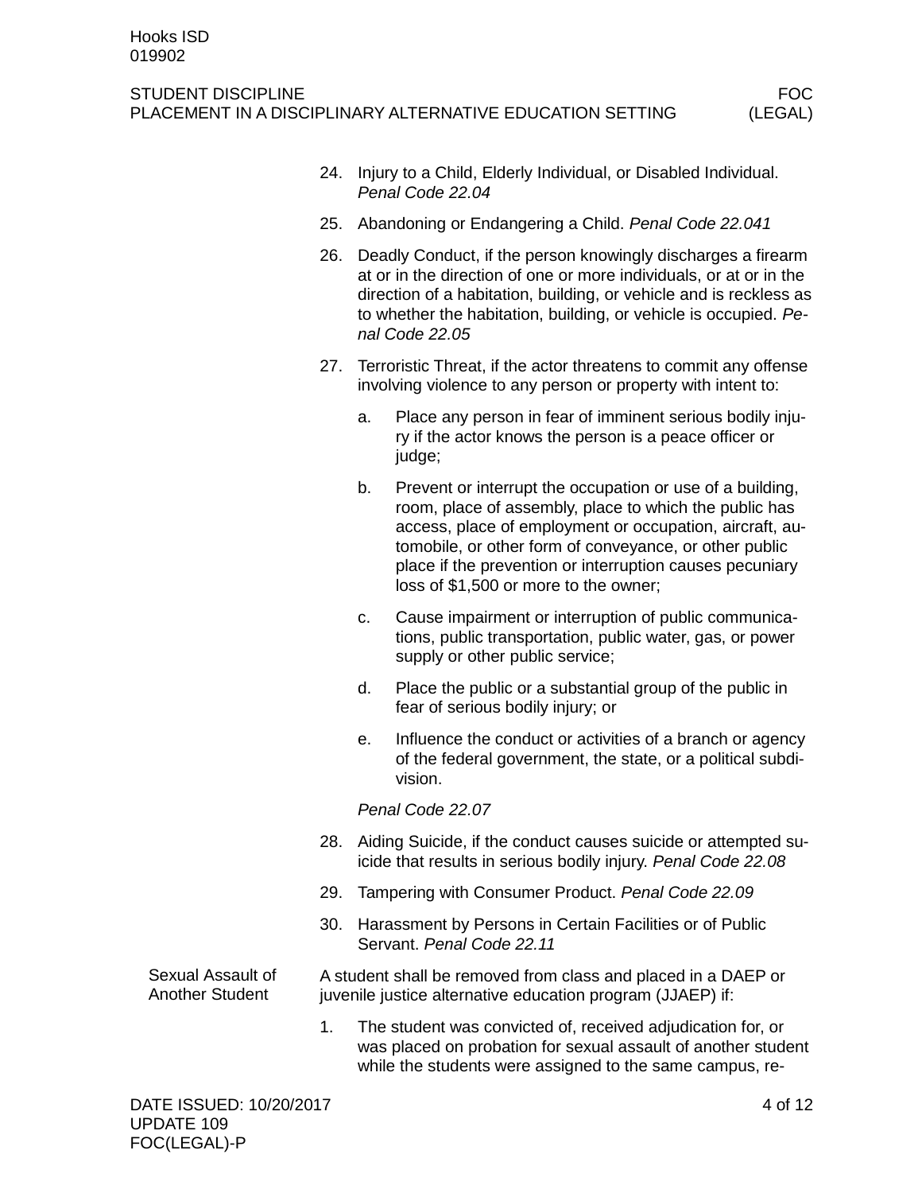24. Injury to a Child, Elderly Individual, or Disabled Individual. *Penal Code 22.04*

25. Abandoning or Endangering a Child. *Penal Code 22.041*

26. Deadly Conduct, if the person knowingly discharges a firearm at or in the direction of one or more individuals, or at or in the direction of a habitation, building, or vehicle and is reckless as to whether the habitation, building, or vehicle is occupied. *Penal Code 22.05*

27. Terroristic Threat, if the actor threatens to commit any offense involving violence to any person or property with intent to:

    a. Place any person in fear of imminent serious bodily injury if the actor knows the person is a peace officer or judge;

    b. Prevent or interrupt the occupation or use of a building, room, place of assembly, place to which the public has access, place of employment or occupation, aircraft, automobile, or other form of conveyance, or other public place if the prevention or interruption causes pecuniary loss of $1,500 or more to the owner;

    c. Cause impairment or interruption of public communications, public transportation, public water, gas, or power supply or other public service;

    d. Place the public or a substantial group of the public in fear of serious bodily injury; or

    e. Influence the conduct or activities of a branch or agency of the federal government, the state, or a political subdivision.

    *Penal Code 22.07*

28. Aiding Suicide, if the conduct causes suicide or attempted suicide that results in serious bodily injury. *Penal Code 22.08*

29. Tampering with Consumer Product. *Penal Code 22.09*

30. Harassment by Persons in Certain Facilities or of Public Servant. *Penal Code 22.11*

**Sexual Assault of Another Student**

A student shall be removed from class and placed in a DAEP or juvenile justice alternative education program (JJAEP) if:

1. The student was convicted of, received adjudication for, or was placed on probation for sexual assault of another student while the students were assigned to the same campus, re-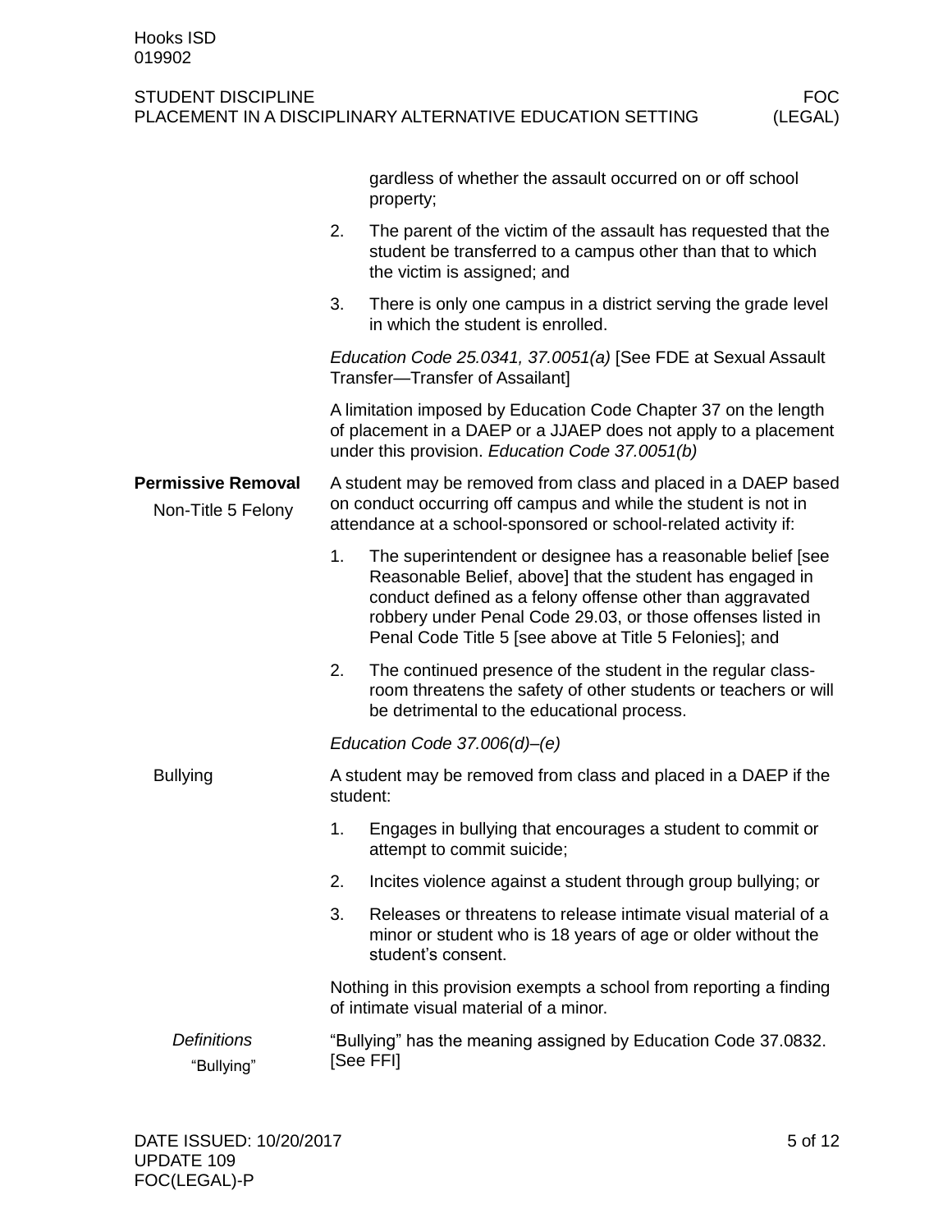gardless of whether the assault occurred on or off school property;

2. The parent of the victim of the assault has requested that the student be transferred to a campus other than that to which the victim is assigned; and
3. There is only one campus in a district serving the grade level in which the student is enrolled.

*Education Code 25.0341, 37.0051(a)* [See FDE at Sexual Assault Transfer—Transfer of Assailant]

A limitation imposed by Education Code Chapter 37 on the length of placement in a DAEP or a JJAEP does not apply to a placement under this provision. *Education Code 37.0051(b)*

## Permissive Removal

### Non-Title 5 Felony

A student may be removed from class and placed in a DAEP based on conduct occurring off campus and while the student is not in attendance at a school-sponsored or school-related activity if:

1. The superintendent or designee has a reasonable belief [see Reasonable Belief, above] that the student has engaged in conduct defined as a felony offense other than aggravated robbery under Penal Code 29.03, or those offenses listed in Penal Code Title 5 [see above at Title 5 Felonies]; and
2. The continued presence of the student in the regular classroom threatens the safety of other students or teachers or will be detrimental to the educational process.

*Education Code 37.006(d)–(e)*

### Bullying

A student may be removed from class and placed in a DAEP if the student:

1. Engages in bullying that encourages a student to commit or attempt to commit suicide;
2. Incites violence against a student through group bullying; or
3. Releases or threatens to release intimate visual material of a minor or student who is 18 years of age or older without the student's consent.

Nothing in this provision exempts a school from reporting a finding of intimate visual material of a minor.

#### *Definitions*

##### "Bullying"

"Bullying" has the meaning assigned by Education Code 37.0832. [See FFI]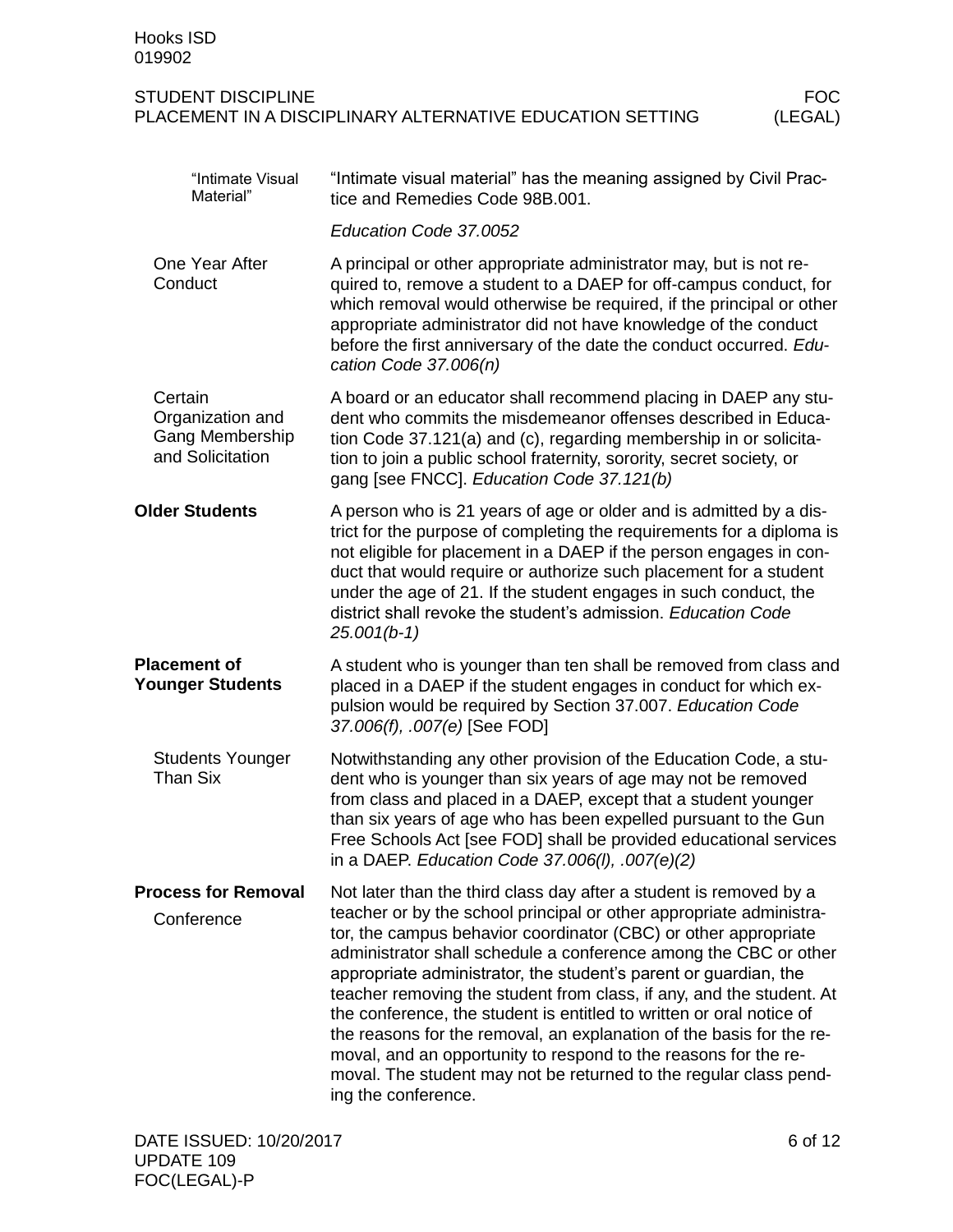#### "Intimate Visual Material"

"Intimate visual material" has the meaning assigned by Civil Practice and Remedies Code 98B.001.

*Education Code 37.0052*

#### One Year After Conduct

A principal or other appropriate administrator may, but is not required to, remove a student to a DAEP for off-campus conduct, for which removal would otherwise be required, if the principal or other appropriate administrator did not have knowledge of the conduct before the first anniversary of the date the conduct occurred. *Education Code 37.006(n)*

#### Certain Organization and Gang Membership and Solicitation

A board or an educator shall recommend placing in DAEP any student who commits the misdemeanor offenses described in Education Code 37.121(a) and (c), regarding membership in or solicitation to join a public school fraternity, sorority, secret society, or gang [see FNCC]. *Education Code 37.121(b)*

### Older Students

A person who is 21 years of age or older and is admitted by a district for the purpose of completing the requirements for a diploma is not eligible for placement in a DAEP if the person engages in conduct that would require or authorize such placement for a student under the age of 21. If the student engages in such conduct, the district shall revoke the student's admission. *Education Code 25.001(b-1)*

### Placement of Younger Students

A student who is younger than ten shall be removed from class and placed in a DAEP if the student engages in conduct for which expulsion would be required by Section 37.007. *Education Code 37.006(f), .007(e)* [See FOD]

#### Students Younger Than Six

Notwithstanding any other provision of the Education Code, a student who is younger than six years of age may not be removed from class and placed in a DAEP, except that a student younger than six years of age who has been expelled pursuant to the Gun Free Schools Act [see FOD] shall be provided educational services in a DAEP. *Education Code 37.006(l), .007(e)(2)*

### Process for Removal

#### Conference

Not later than the third class day after a student is removed by a teacher or by the school principal or other appropriate administrator, the campus behavior coordinator (CBC) or other appropriate administrator shall schedule a conference among the CBC or other appropriate administrator, the student's parent or guardian, the teacher removing the student from class, if any, and the student. At the conference, the student is entitled to written or oral notice of the reasons for the removal, an explanation of the basis for the removal, and an opportunity to respond to the reasons for the removal. The student may not be returned to the regular class pending the conference.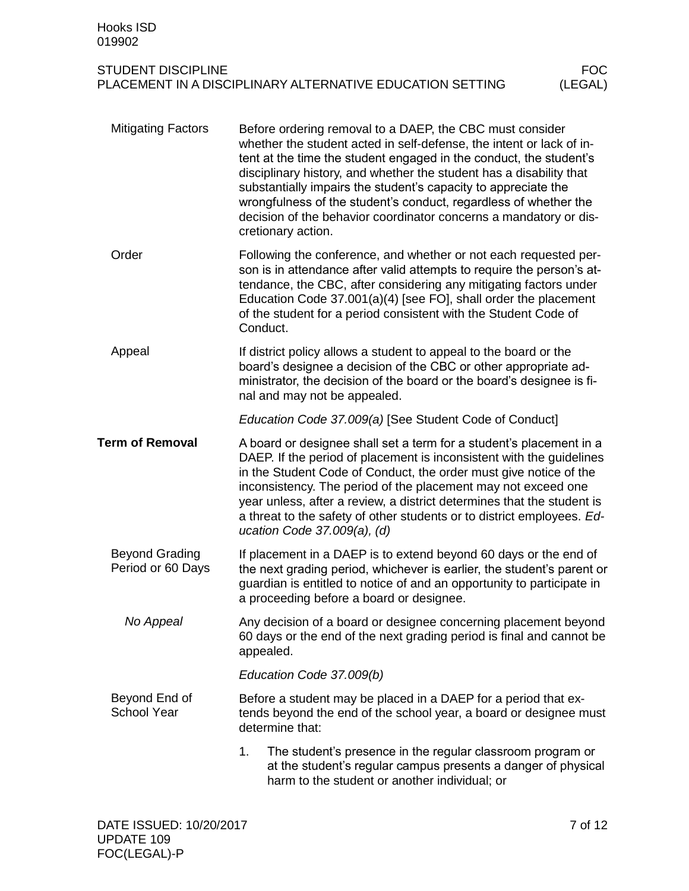#### Mitigating Factors

Before ordering removal to a DAEP, the CBC must consider whether the student acted in self-defense, the intent or lack of intent at the time the student engaged in the conduct, the student's disciplinary history, and whether the student has a disability that substantially impairs the student's capacity to appreciate the wrongfulness of the student's conduct, regardless of whether the decision of the behavior coordinator concerns a mandatory or discretionary action.

#### Order

Following the conference, and whether or not each requested person is in attendance after valid attempts to require the person's attendance, the CBC, after considering any mitigating factors under Education Code 37.001(a)(4) [see FO], shall order the placement of the student for a period consistent with the Student Code of Conduct.

#### Appeal

If district policy allows a student to appeal to the board or the board's designee a decision of the CBC or other appropriate administrator, the decision of the board or the board's designee is final and may not be appealed.

*Education Code 37.009(a)* [See Student Code of Conduct]

### Term of Removal

A board or designee shall set a term for a student's placement in a DAEP. If the period of placement is inconsistent with the guidelines in the Student Code of Conduct, the order must give notice of the inconsistency. The period of the placement may not exceed one year unless, after a review, a district determines that the student is a threat to the safety of other students or to district employees. *Education Code 37.009(a), (d)*

#### Beyond Grading Period or 60 Days

If placement in a DAEP is to extend beyond 60 days or the end of the next grading period, whichever is earlier, the student's parent or guardian is entitled to notice of and an opportunity to participate in a proceeding before a board or designee.

##### *No Appeal*

Any decision of a board or designee concerning placement beyond 60 days or the end of the next grading period is final and cannot be appealed.

*Education Code 37.009(b)*

#### Beyond End of School Year

Before a student may be placed in a DAEP for a period that extends beyond the end of the school year, a board or designee must determine that:

1. The student's presence in the regular classroom program or at the student's regular campus presents a danger of physical harm to the student or another individual; or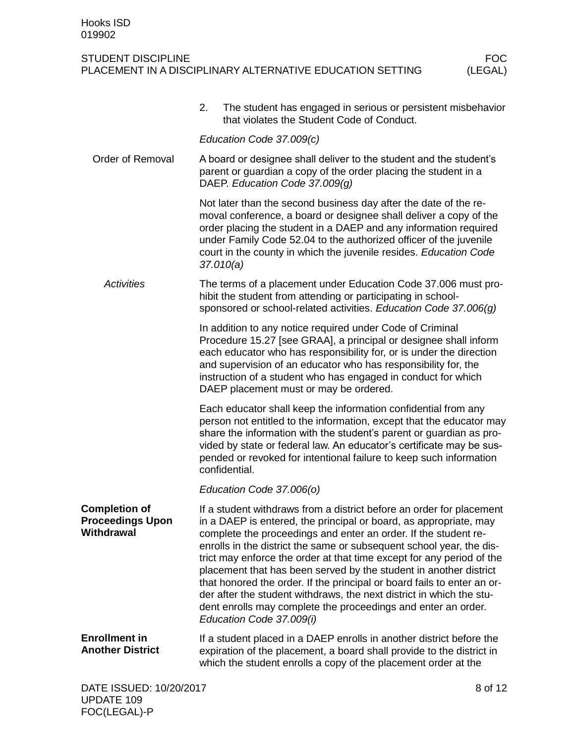2. The student has engaged in serious or persistent misbehavior that violates the Student Code of Conduct.

*Education Code 37.009(c)*

Order of Removal

A board or designee shall deliver to the student and the student's parent or guardian a copy of the order placing the student in a DAEP. *Education Code 37.009(g)*

Not later than the second business day after the date of the removal conference, a board or designee shall deliver a copy of the order placing the student in a DAEP and any information required under Family Code 52.04 to the authorized officer of the juvenile court in the county in which the juvenile resides. *Education Code 37.010(a)*

*Activities*

The terms of a placement under Education Code 37.006 must prohibit the student from attending or participating in school-sponsored or school-related activities. *Education Code 37.006(g)*

In addition to any notice required under Code of Criminal Procedure 15.27 [see GRAA], a principal or designee shall inform each educator who has responsibility for, or is under the direction and supervision of an educator who has responsibility for, the instruction of a student who has engaged in conduct for which DAEP placement must or may be ordered.

Each educator shall keep the information confidential from any person not entitled to the information, except that the educator may share the information with the student's parent or guardian as provided by state or federal law. An educator's certificate may be suspended or revoked for intentional failure to keep such information confidential.

*Education Code 37.006(o)*

**Completion of Proceedings Upon Withdrawal**

If a student withdraws from a district before an order for placement in a DAEP is entered, the principal or board, as appropriate, may complete the proceedings and enter an order. If the student re-enrolls in the district the same or subsequent school year, the district may enforce the order at that time except for any period of the placement that has been served by the student in another district that honored the order. If the principal or board fails to enter an order after the student withdraws, the next district in which the student enrolls may complete the proceedings and enter an order. *Education Code 37.009(i)*

**Enrollment in Another District**

If a student placed in a DAEP enrolls in another district before the expiration of the placement, a board shall provide to the district in which the student enrolls a copy of the placement order at the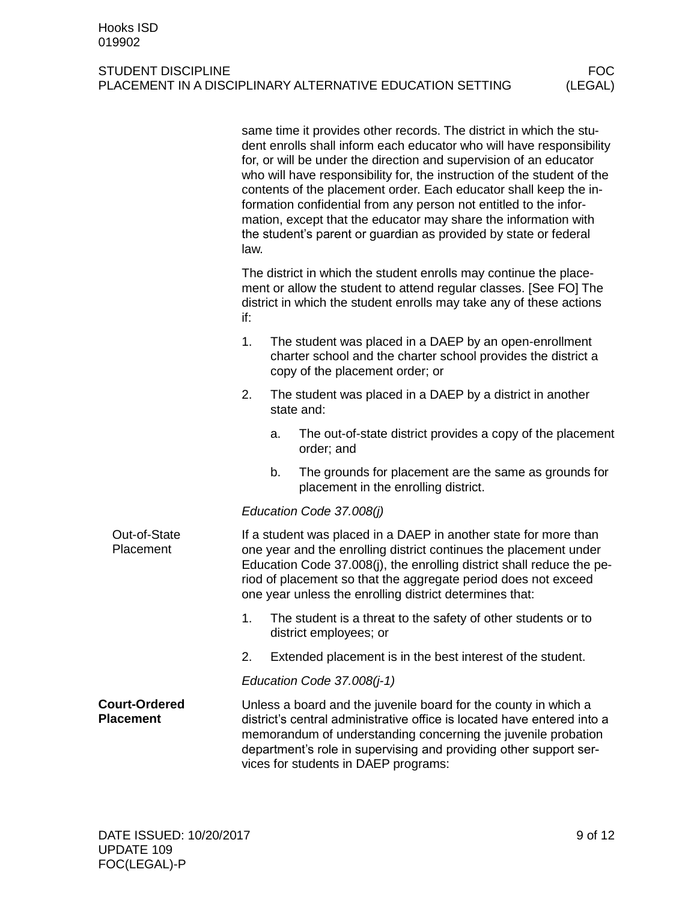same time it provides other records. The district in which the student enrolls shall inform each educator who will have responsibility for, or will be under the direction and supervision of an educator who will have responsibility for, the instruction of the student of the contents of the placement order. Each educator shall keep the information confidential from any person not entitled to the information, except that the educator may share the information with the student's parent or guardian as provided by state or federal law.

The district in which the student enrolls may continue the placement or allow the student to attend regular classes. [See FO] The district in which the student enrolls may take any of these actions if:

1. The student was placed in a DAEP by an open-enrollment charter school and the charter school provides the district a copy of the placement order; or
2. The student was placed in a DAEP by a district in another state and:
   a. The out-of-state district provides a copy of the placement order; and
   b. The grounds for placement are the same as grounds for placement in the enrolling district.

*Education Code 37.008(j)*

#### Out-of-State Placement

If a student was placed in a DAEP in another state for more than one year and the enrolling district continues the placement under Education Code 37.008(j), the enrolling district shall reduce the period of placement so that the aggregate period does not exceed one year unless the enrolling district determines that:

1. The student is a threat to the safety of other students or to district employees; or
2. Extended placement is in the best interest of the student.

*Education Code 37.008(j-1)*

### Court-Ordered Placement

Unless a board and the juvenile board for the county in which a district's central administrative office is located have entered into a memorandum of understanding concerning the juvenile probation department's role in supervising and providing other support services for students in DAEP programs: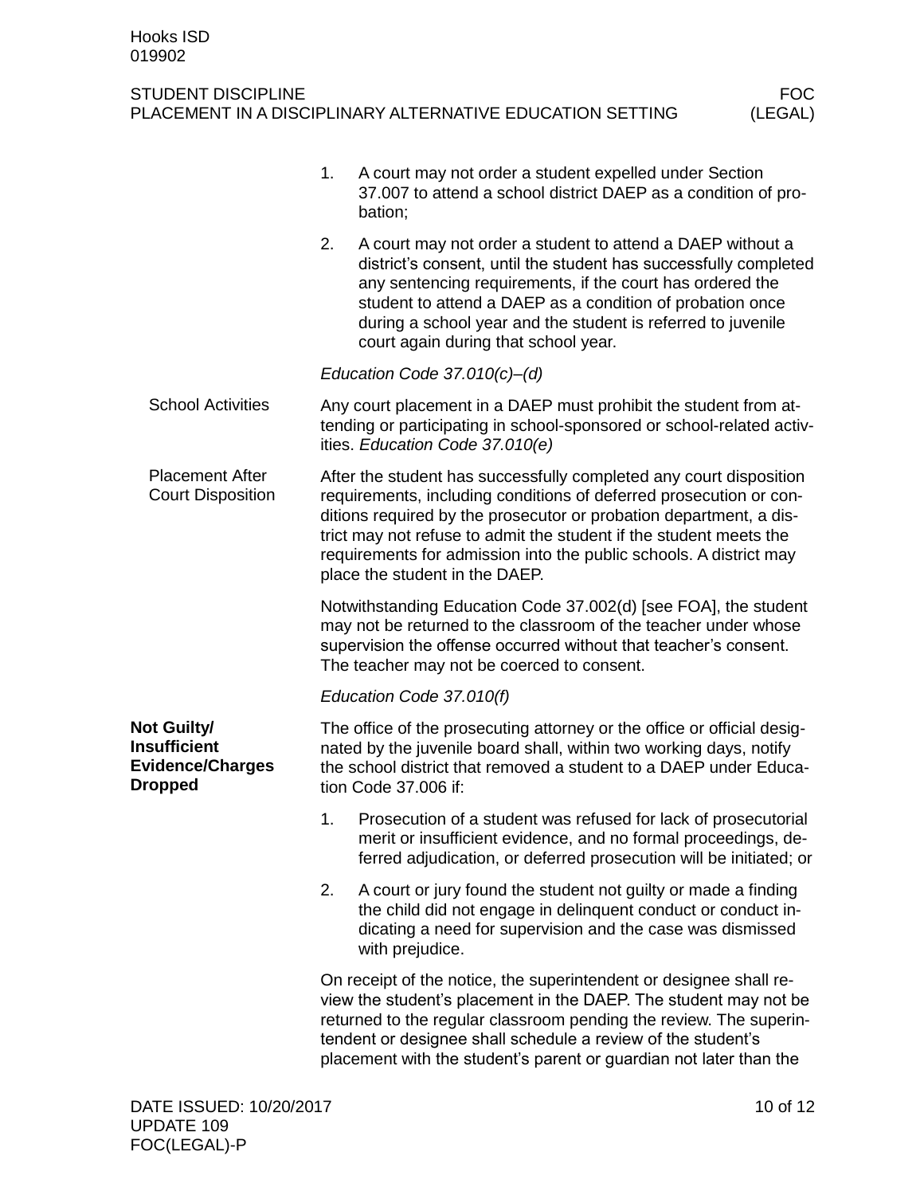1. A court may not order a student expelled under Section 37.007 to attend a school district DAEP as a condition of probation;
2. A court may not order a student to attend a DAEP without a district's consent, until the student has successfully completed any sentencing requirements, if the court has ordered the student to attend a DAEP as a condition of probation once during a school year and the student is referred to juvenile court again during that school year.

*Education Code 37.010(c)–(d)*

School Activities

Any court placement in a DAEP must prohibit the student from attending or participating in school-sponsored or school-related activities. *Education Code 37.010(e)*

Placement After Court Disposition

After the student has successfully completed any court disposition requirements, including conditions of deferred prosecution or conditions required by the prosecutor or probation department, a district may not refuse to admit the student if the student meets the requirements for admission into the public schools. A district may place the student in the DAEP.

Notwithstanding Education Code 37.002(d) [see FOA], the student may not be returned to the classroom of the teacher under whose supervision the offense occurred without that teacher's consent. The teacher may not be coerced to consent.

*Education Code 37.010(f)*

**Not Guilty/ Insufficient Evidence/Charges Dropped**

The office of the prosecuting attorney or the office or official designated by the juvenile board shall, within two working days, notify the school district that removed a student to a DAEP under Education Code 37.006 if:

1. Prosecution of a student was refused for lack of prosecutorial merit or insufficient evidence, and no formal proceedings, deferred adjudication, or deferred prosecution will be initiated; or
2. A court or jury found the student not guilty or made a finding the child did not engage in delinquent conduct or conduct indicating a need for supervision and the case was dismissed with prejudice.

On receipt of the notice, the superintendent or designee shall review the student's placement in the DAEP. The student may not be returned to the regular classroom pending the review. The superintendent or designee shall schedule a review of the student's placement with the student's parent or guardian not later than the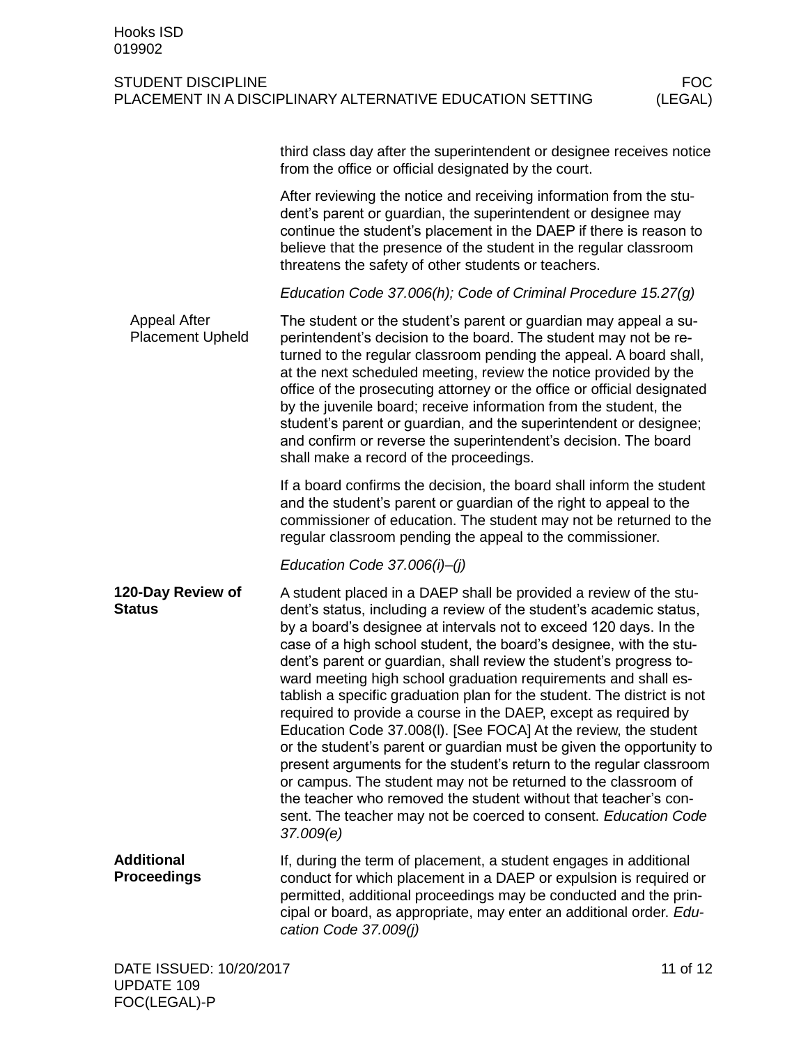third class day after the superintendent or designee receives notice from the office or official designated by the court.

After reviewing the notice and receiving information from the student's parent or guardian, the superintendent or designee may continue the student's placement in the DAEP if there is reason to believe that the presence of the student in the regular classroom threatens the safety of other students or teachers.

*Education Code 37.006(h); Code of Criminal Procedure 15.27(g)*

#### Appeal After Placement Upheld

The student or the student's parent or guardian may appeal a superintendent's decision to the board. The student may not be returned to the regular classroom pending the appeal. A board shall, at the next scheduled meeting, review the notice provided by the office of the prosecuting attorney or the office or official designated by the juvenile board; receive information from the student, the student's parent or guardian, and the superintendent or designee; and confirm or reverse the superintendent's decision. The board shall make a record of the proceedings.

If a board confirms the decision, the board shall inform the student and the student's parent or guardian of the right to appeal to the commissioner of education. The student may not be returned to the regular classroom pending the appeal to the commissioner.

*Education Code 37.006(i)–(j)*

### 120-Day Review of Status

A student placed in a DAEP shall be provided a review of the student's status, including a review of the student's academic status, by a board's designee at intervals not to exceed 120 days. In the case of a high school student, the board's designee, with the student's parent or guardian, shall review the student's progress toward meeting high school graduation requirements and shall establish a specific graduation plan for the student. The district is not required to provide a course in the DAEP, except as required by Education Code 37.008(l). [See FOCA] At the review, the student or the student's parent or guardian must be given the opportunity to present arguments for the student's return to the regular classroom or campus. The student may not be returned to the classroom of the teacher who removed the student without that teacher's consent. The teacher may not be coerced to consent. *Education Code 37.009(e)*

### Additional Proceedings

If, during the term of placement, a student engages in additional conduct for which placement in a DAEP or expulsion is required or permitted, additional proceedings may be conducted and the principal or board, as appropriate, may enter an additional order. *Education Code 37.009(j)*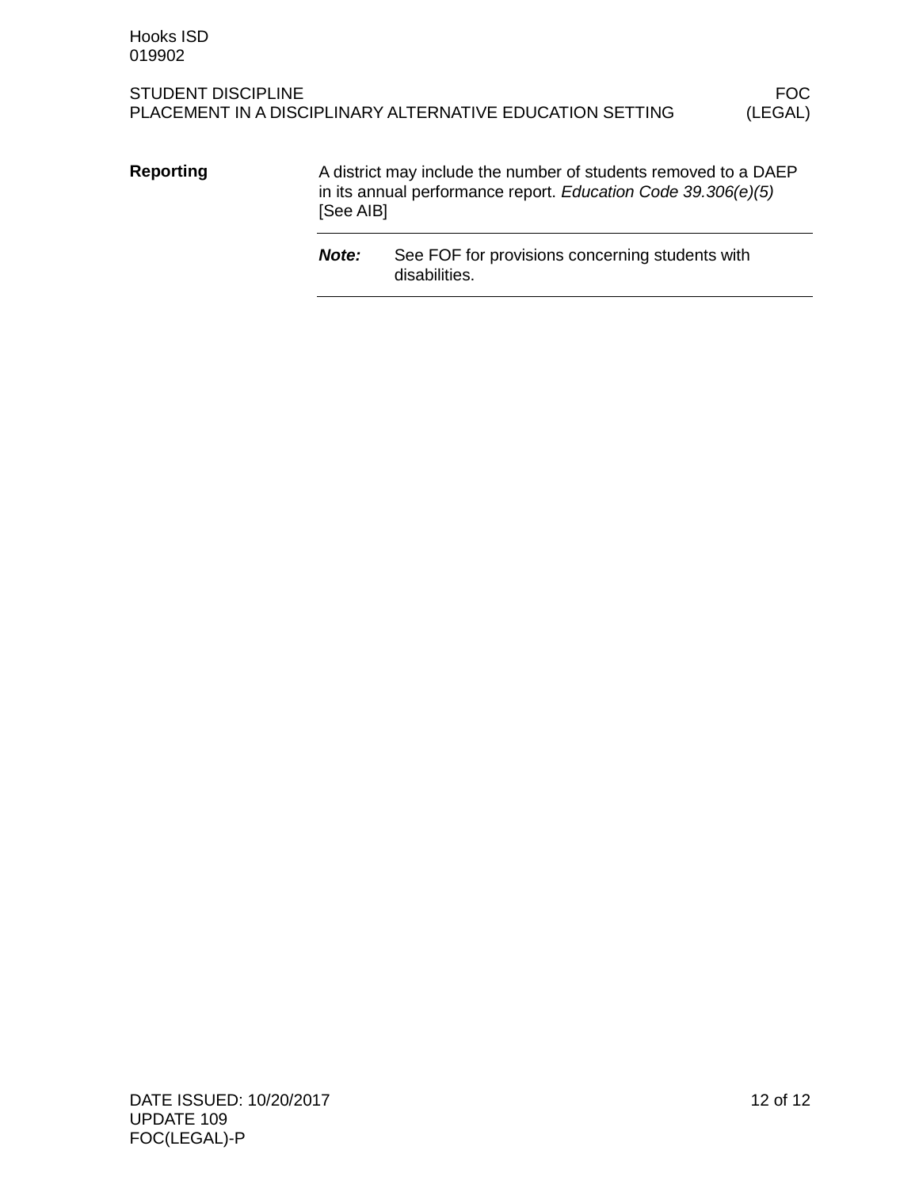## Reporting

A district may include the number of students removed to a DAEP in its annual performance report. *Education Code 39.306(e)(5)* [See AIB]

***Note:*** See FOF for provisions concerning students with disabilities.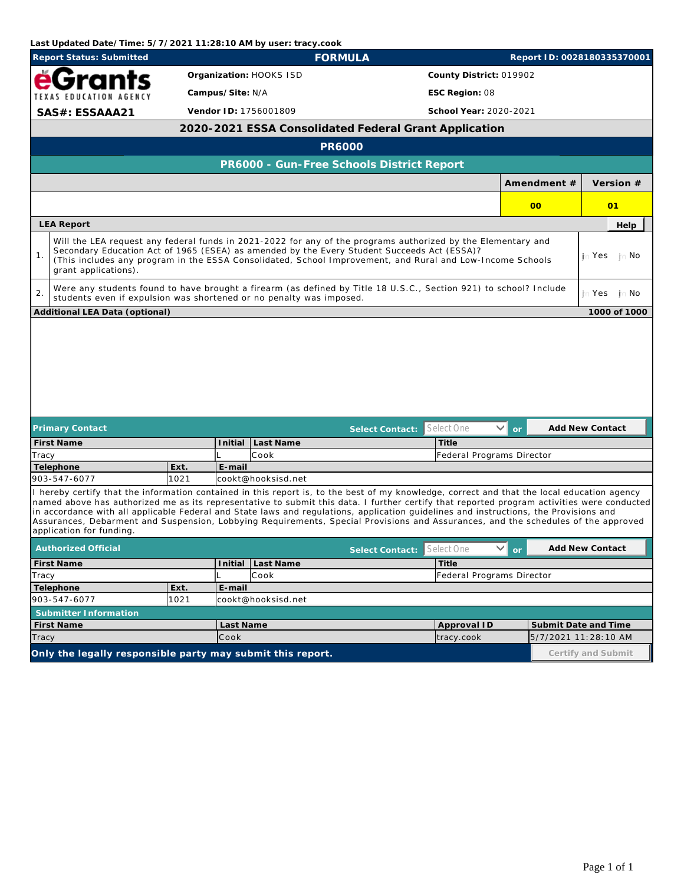Last Updated Date/Time: 5/7/2021 11:28:10 AM by user: tracy.cook

| Report Status: Submitted | FORMULA | Report ID: 0028180335370001 |
|---|---|---|

eGrants TEXAS EDUCATION AGENCY

| | | |
|---|---|---|
| SAS#: ESSAAA21 | Organization: HOOKS ISD | County District: 019902 |
| | Campus/Site: N/A | ESC Region: 08 |
| | Vendor ID: 1756001809 | School Year: 2020-2021 |

## 2020-2021 ESSA Consolidated Federal Grant Application

## PR6000

## PR6000 - Gun-Free Schools District Report

| Amendment # | Version # |
|---|---|
| 00 | 01 |

### LEA Report

Help

| | | |
|---|---|---|
| 1. | Will the LEA request any federal funds in 2021-2022 for any of the programs authorized by the Elementary and Secondary Education Act of 1965 (ESEA) as amended by the Every Student Succeeds Act (ESSA)? (This includes any program in the ESSA Consolidated, School Improvement, and Rural and Low-Income Schools grant applications). | (selected) Yes / No |
| 2. | Were any students found to have brought a firearm (as defined by Title 18 U.S.C., Section 921) to school? Include students even if expulsion was shortened or no penalty was imposed. | Yes / (selected) No |

**Additional LEA Data (optional)** 1000 of 1000

### Primary Contact

Select Contact: Select One or Add New Contact

| First Name | Initial | Last Name | Title |
|---|---|---|---|
| Tracy | L | Cook | Federal Programs Director |

| Telephone | Ext. | E-mail |
|---|---|---|
| 903-547-6077 | 1021 | cookt@hooksisd.net |

I hereby certify that the information contained in this report is, to the best of my knowledge, correct and that the local education agency named above has authorized me as its representative to submit this data. I further certify that reported program activities were conducted in accordance with all applicable Federal and State laws and regulations, application guidelines and instructions, the Provisions and Assurances, Debarment and Suspension, Lobbying Requirements, Special Provisions and Assurances, and the schedules of the approved application for funding.

### Authorized Official

Select Contact: Select One or Add New Contact

| First Name | Initial | Last Name | Title |
|---|---|---|---|
| Tracy | L | Cook | Federal Programs Director |

| Telephone | Ext. | E-mail |
|---|---|---|
| 903-547-6077 | 1021 | cookt@hooksisd.net |

### Submitter Information

| First Name | Last Name | Approval ID | Submit Date and Time |
|---|---|---|---|
| Tracy | Cook | tracy.cook | 5/7/2021 11:28:10 AM |

**Only the legally responsible party may submit this report.** Certify and Submit